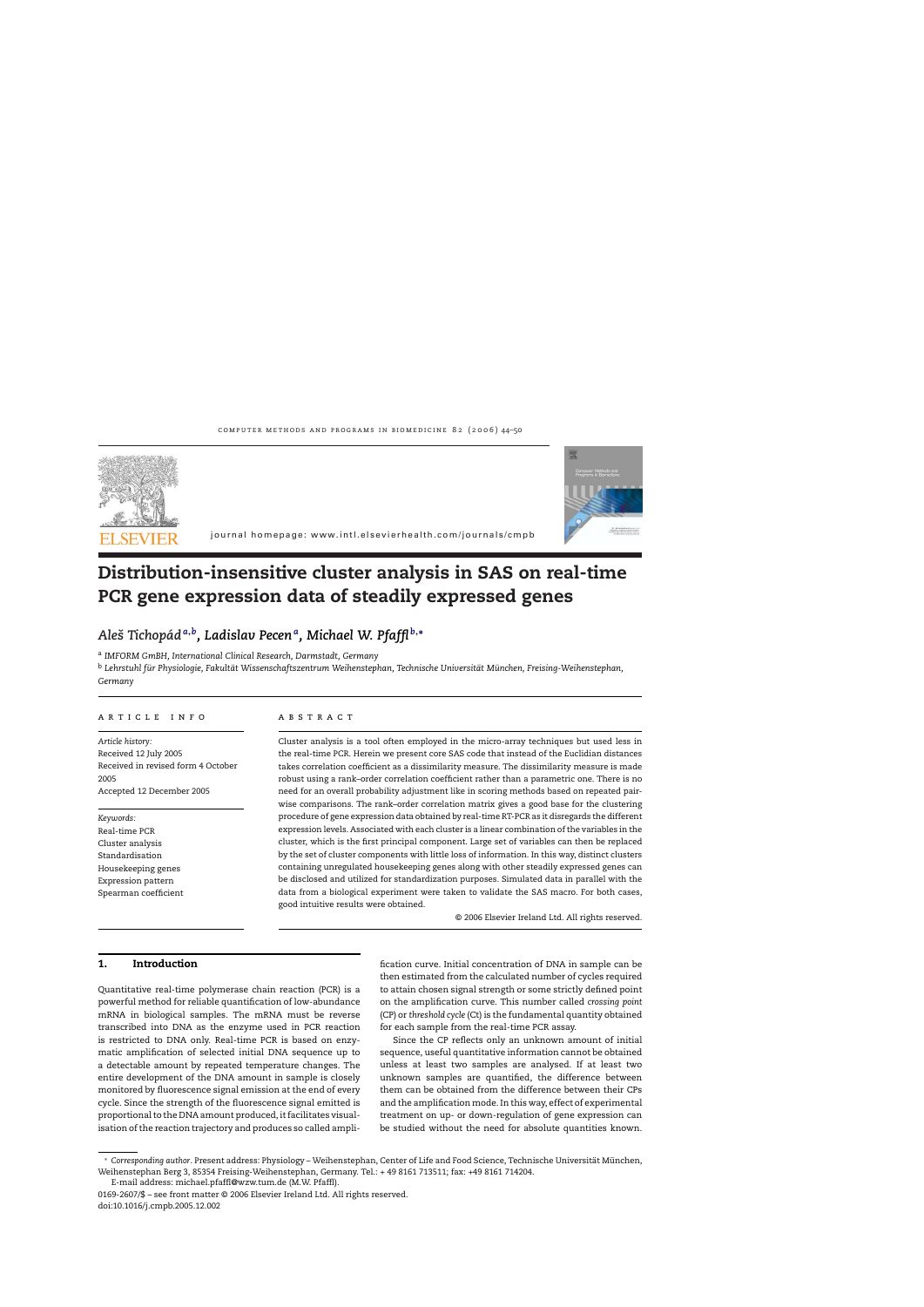# Distribution-insensitive cluster analysis in SAS on real-time PCR gene expression data of steadily expressed genes

*Aleš Tichopád*[a,b], *Ladislav Pecen*[a], *Michael W. Pfaffl*[b,*]

[a] *IMFORM GmbH, International Clinical Research, Darmstadt, Germany*

[b] *Lehrstuhl für Physiologie, Fakultät Wissenschaftszentrum Weihenstephan, Technische Universität München, Freising-Weihenstephan, Germany*

**ARTICLE INFO**

*Article history:*
Received 12 July 2005
Received in revised form 4 October 2005
Accepted 12 December 2005

*Keywords:*
Real-time PCR
Cluster analysis
Standardisation
Housekeeping genes
Expression pattern
Spearman coefficient

**ABSTRACT**

Cluster analysis is a tool often employed in the micro-array techniques but used less in the real-time PCR. Herein we present core SAS code that instead of the Euclidian distances takes correlation coefficient as a dissimilarity measure. The dissimilarity measure is made robust using a rank–order correlation coefficient rather than a parametric one. There is no need for an overall probability adjustment like in scoring methods based on repeated pair-wise comparisons. The rank–order correlation matrix gives a good base for the clustering procedure of gene expression data obtained by real-time RT-PCR as it disregards the different expression levels. Associated with each cluster is a linear combination of the variables in the cluster, which is the first principal component. Large set of variables can then be replaced by the set of cluster components with little loss of information. In this way, distinct clusters containing unregulated housekeeping genes along with other steadily expressed genes can be disclosed and utilized for standardization purposes. Simulated data in parallel with the data from a biological experiment were taken to validate the SAS macro. For both cases, good intuitive results were obtained.

© 2006 Elsevier Ireland Ltd. All rights reserved.

## 1. Introduction

Quantitative real-time polymerase chain reaction (PCR) is a powerful method for reliable quantification of low-abundance mRNA in biological samples. The mRNA must be reverse transcribed into DNA as the enzyme used in PCR reaction is restricted to DNA only. Real-time PCR is based on enzymatic amplification of selected initial DNA sequence up to a detectable amount by repeated temperature changes. The entire development of the DNA amount in sample is closely monitored by fluorescence signal emission at the end of every cycle. Since the strength of the fluorescence signal emitted is proportional to the DNA amount produced, it facilitates visualisation of the reaction trajectory and produces so called amplification curve. Initial concentration of DNA in sample can be then estimated from the calculated number of cycles required to attain chosen signal strength or some strictly defined point on the amplification curve. This number called *crossing point* (CP) or *threshold cycle* (Ct) is the fundamental quantity obtained for each sample from the real-time PCR assay.

Since the CP reflects only an unknown amount of initial sequence, useful quantitative information cannot be obtained unless at least two samples are analysed. If at least two unknown samples are quantified, the difference between them can be obtained from the difference between their CPs and the amplification mode. In this way, effect of experimental treatment on up- or down-regulation of gene expression can be studied without the need for absolute quantities known.

* *Corresponding author*. Present address: Physiology – Weihenstephan, Center of Life and Food Science, Technische Universität München, Weihenstephan Berg 3, 85354 Freising-Weihenstephan, Germany. Tel.: + 49 8161 713511; fax: +49 8161 714204.
E-mail address: michael.pfaffl@wzw.tum.de (M.W. Pfaffl).

0169-2607/$ – see front matter © 2006 Elsevier Ireland Ltd. All rights reserved.
doi:10.1016/j.cmpb.2005.12.002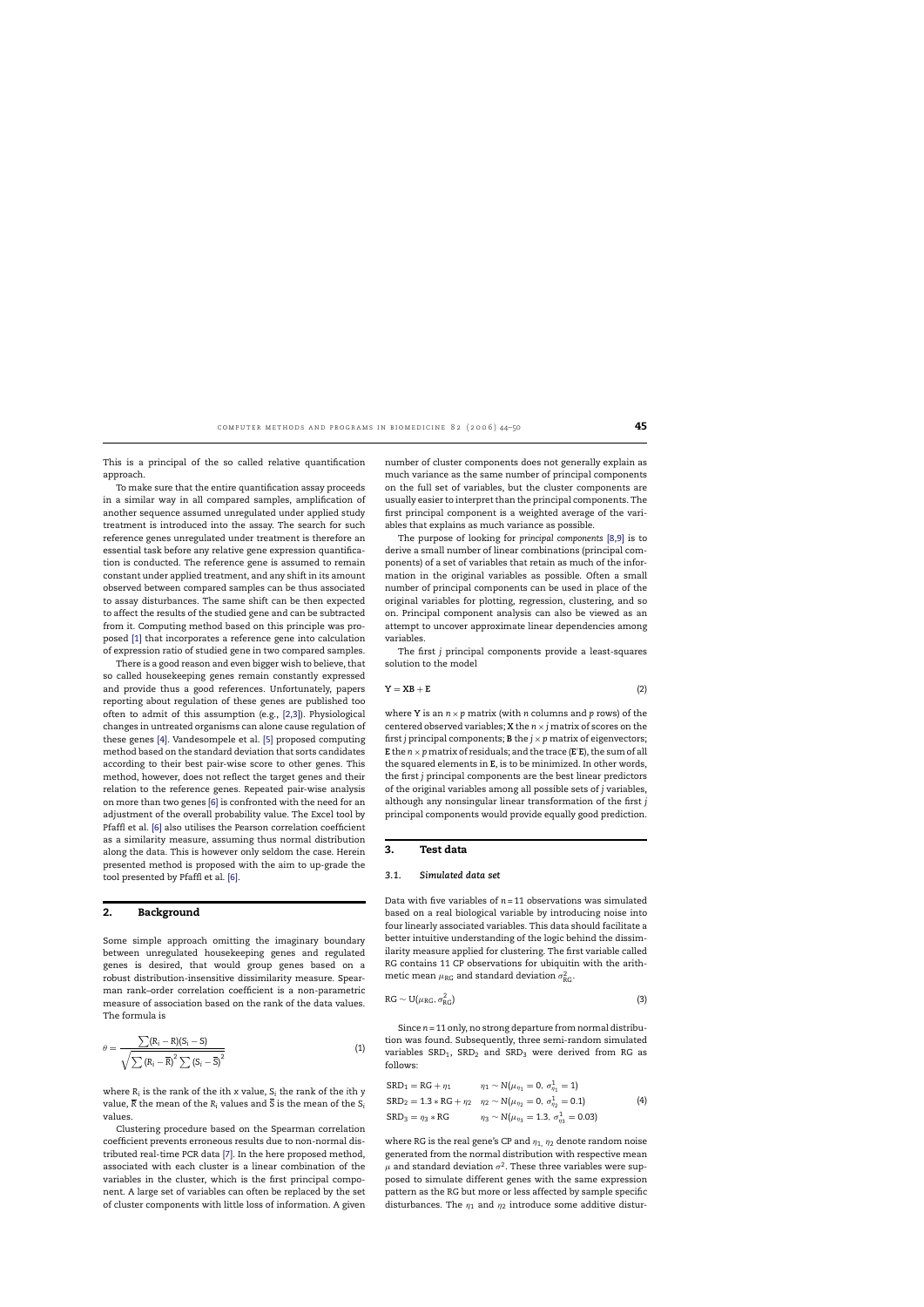This is a principal of the so called relative quantification approach.

To make sure that the entire quantification assay proceeds in a similar way in all compared samples, amplification of another sequence assumed unregulated under applied study treatment is introduced into the assay. The search for such reference genes unregulated under treatment is therefore an essential task before any relative gene expression quantification is conducted. The reference gene is assumed to remain constant under applied treatment, and any shift in its amount observed between compared samples can be thus associated to assay disturbances. The same shift can be then expected to affect the results of the studied gene and can be subtracted from it. Computing method based on this principle was proposed [1] that incorporates a reference gene into calculation of expression ratio of studied gene in two compared samples.

There is a good reason and even bigger wish to believe, that so called housekeeping genes remain constantly expressed and provide thus a good references. Unfortunately, papers reporting about regulation of these genes are published too often to admit of this assumption (e.g., [2,3]). Physiological changes in untreated organisms can alone cause regulation of these genes [4]. Vandesompele et al. [5] proposed computing method based on the standard deviation that sorts candidates according to their best pair-wise score to other genes. This method, however, does not reflect the target genes and their relation to the reference genes. Repeated pair-wise analysis on more than two genes [6] is confronted with the need for an adjustment of the overall probability value. The Excel tool by Pfaffl et al. [6] also utilises the Pearson correlation coefficient as a similarity measure, assuming thus normal distribution along the data. This is however only seldom the case. Herein presented method is proposed with the aim to up-grade the tool presented by Pfaffl et al. [6].

## 2. Background

Some simple approach omitting the imaginary boundary between unregulated housekeeping genes and regulated genes is desired, that would group genes based on a robust distribution-insensitive dissimilarity measure. Spearman rank–order correlation coefficient is a non-parametric measure of association based on the rank of the data values. The formula is

$$\theta = \frac{\sum (R_i - R)(S_i - S)}{\sqrt{\sum (R_i - \overline{R})^2 \sum (S_i - \overline{S})^2}} \tag{1}$$

where $R_i$ is the rank of the ith $x$ value, $S_i$ the rank of the ith $y$ value, $\overline{R}$ the mean of the $R_i$ values and $\overline{S}$ is the mean of the $S_i$ values.

Clustering procedure based on the Spearman correlation coefficient prevents erroneous results due to non-normal distributed real-time PCR data [7]. In the here proposed method, associated with each cluster is a linear combination of the variables in the cluster, which is the first principal component. A large set of variables can often be replaced by the set of cluster components with little loss of information. A given number of cluster components does not generally explain as much variance as the same number of principal components on the full set of variables, but the cluster components are usually easier to interpret than the principal components. The first principal component is a weighted average of the variables that explains as much variance as possible.

The purpose of looking for *principal components* [8,9] is to derive a small number of linear combinations (principal components) of a set of variables that retain as much of the information in the original variables as possible. Often a small number of principal components can be used in place of the original variables for plotting, regression, clustering, and so on. Principal component analysis can also be viewed as an attempt to uncover approximate linear dependencies among variables.

The first $j$ principal components provide a least-squares solution to the model

$$\mathbf{Y} = \mathbf{XB} + \mathbf{E} \tag{2}$$

where $\mathbf{Y}$ is an $n \times p$ matrix (with $n$ columns and $p$ rows) of the centered observed variables; $\mathbf{X}$ the $n \times j$ matrix of scores on the first $j$ principal components; $\mathbf{B}$ the $j \times p$ matrix of eigenvectors; $\mathbf{E}$ the $n \times p$ matrix of residuals; and the trace ($\mathbf{E}'\mathbf{E}$), the sum of all the squared elements in $\mathbf{E}$, is to be minimized. In other words, the first $j$ principal components are the best linear predictors of the original variables among all possible sets of $j$ variables, although any nonsingular linear transformation of the first $j$ principal components would provide equally good prediction.

## 3. Test data

### 3.1. Simulated data set

Data with five variables of $n = 11$ observations was simulated based on a real biological variable by introducing noise into four linearly associated variables. This data should facilitate a better intuitive understanding of the logic behind the dissimilarity measure applied for clustering. The first variable called RG contains 11 CP observations for ubiquitin with the arithmetic mean $\mu_{\mathrm{RG}}$ and standard deviation $\sigma^2_{\mathrm{RG}}$.

$$\mathrm{RG} \sim \mathrm{U}(\mu_{\mathrm{RG}}, \sigma^2_{\mathrm{RG}}) \tag{3}$$

Since $n = 11$ only, no strong departure from normal distribution was found. Subsequently, three semi-random simulated variables $\mathrm{SRD}_1$, $\mathrm{SRD}_2$ and $\mathrm{SRD}_3$ were derived from RG as follows:

$$\begin{aligned}
\mathrm{SRD}_1 &= \mathrm{RG} + \eta_1 & \eta_1 &\sim \mathrm{N}(\mu_{\eta_1} = 0,\ \sigma^1_{\eta_1} = 1) \\
\mathrm{SRD}_2 &= 1.3 * \mathrm{RG} + \eta_2 & \eta_2 &\sim \mathrm{N}(\mu_{\eta_2} = 0,\ \sigma^1_{\eta_2} = 0.1) \\
\mathrm{SRD}_3 &= \eta_3 * \mathrm{RG} & \eta_3 &\sim \mathrm{N}(\mu_{\eta_3} = 1.3,\ \sigma^1_{\eta_3} = 0.03)
\end{aligned} \tag{4}$$

where RG is the real gene's CP and $\eta_1$, $\eta_2$ denote random noise generated from the normal distribution with respective mean $\mu$ and standard deviation $\sigma^2$. These three variables were supposed to simulate different genes with the same expression pattern as the RG but more or less affected by sample specific disturbances. The $\eta_1$ and $\eta_2$ introduce some additive distur-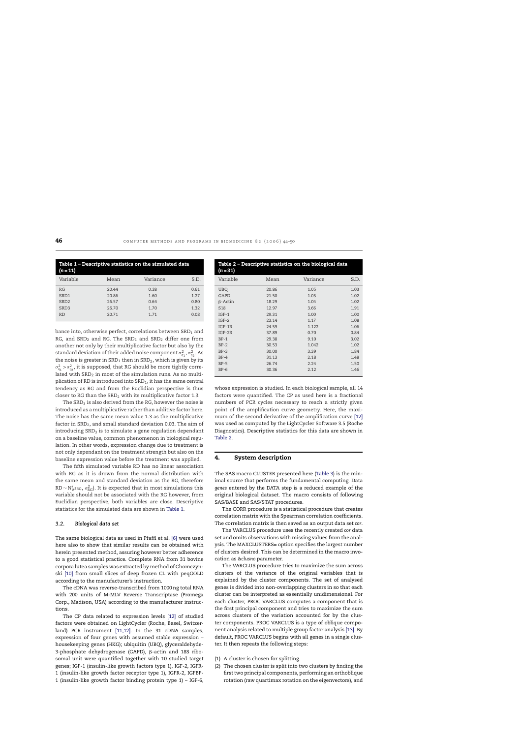**Table 1 – Descriptive statistics on the simulated data ($n = 11$)**

| Variable | Mean | Variance | S.D. |
|---|---|---|---|
| RG | 20.44 | 0.38 | 0.61 |
| SRD1 | 20.86 | 1.60 | 1.27 |
| SRD2 | 26.57 | 0.64 | 0.80 |
| SRD3 | 26.70 | 1.70 | 1.32 |
| RD | 20.71 | 1.71 | 0.08 |

bance into, otherwise perfect, correlations between $SRD_1$ and RG, and $SRD_2$ and RG. The $SRD_1$ and $SRD_2$ differ one from another not only by their multiplicative factor but also by the standard deviation of their added noise component $\sigma^2_{\eta_1}, \sigma^2_{\eta_2}$. As the noise is greater in $SRD_1$ then in $SRD_2$, which is given by its $\sigma^2_{\eta_1} > \sigma^2_{\eta_2}$, it is supposed, that RG should be more tightly correlated with $SRD_2$ in most of the simulation runs. As no multiplication of RD is introduced into $SRD_1$, it has the same central tendency as RG and from the Euclidian perspective is thus closer to RG than the $SRD_2$ with its multiplicative factor 1.3.

The $SRD_3$ is also derived from the RG, however the noise is introduced as a multiplicative rather than additive factor here. The noise has the same mean value 1.3 as the multiplicative factor in $SRD_2$, and small standard deviation 0.03. The aim of introducing $SRD_3$ is to simulate a gene regulation dependant on a baseline value, common phenomenon in biological regulation. In other words, expression change due to treatment is not only dependant on the treatment strength but also on the baseline expression value before the treatment was applied.

The fifth simulated variable RD has no linear association with RG as it is drown from the normal distribution with the same mean and standard deviation as the RG, therefore $RD \sim N(\mu_{RG}, \sigma^2_{RG})$. It is expected that in most simulations this variable should not be associated with the RG however, from Euclidian perspective, both variables are close. Descriptive statistics for the simulated data are shown in Table 1.

### 3.2. Biological data set

The same biological data as used in Pfaffl et al. [6] were used here also to show that similar results can be obtained with herein presented method, assuring however better adherence to a good statistical practice. Complete RNA from 31 bovine corpora lutea samples was extracted by method of Chomczynski [10] from small slices of deep frozen CL with peqGOLD according to the manufacturer's instruction.

The cDNA was reverse-transcribed from 1000 ng total RNA with 200 units of M-MLV Reverse Transcriptase (Promega Corp., Madison, USA) according to the manufacturer instructions.

The CP data related to expression levels [12] of studied factors were obtained on LightCycler (Roche, Basel, Switzerland) PCR instrument [11,12]. In the 31 cDNA samples, expression of four genes with assumed stable expression – housekeeping genes (HKG); ubiquitin (UBQ), glyceraldehyde-3-phosphate dehydrogenase (GAPD), β-actin and 18S ribosomal unit were quantified together with 10 studied target genes; IGF-1 (insulin-like growth factors type 1), IGF-2, IGFR-1 (insulin-like growth factor receptor type 1), IGFR-2, IGFBP-1 (insulin-like growth factor binding protein type 1) – IGF-6, whose expression is studied. In each biological sample, all 14 factors were quantified. The CP as used here is a fractional numbers of PCR cycles necessary to reach a strictly given point of the amplification curve geometry. Here, the maximum of the second derivative of the amplification curve [12] was used as computed by the LightCycler Software 3.5 (Roche Diagnostics). Descriptive statistics for this data are shown in Table 2.

**Table 2 – Descriptive statistics on the biological data ($n = 31$)**

| Variable | Mean | Variance | S.D. |
|---|---|---|---|
| UBQ | 20.86 | 1.05 | 1.03 |
| GAPD | 21.50 | 1.05 | 1.02 |
| β-Actin | 18.29 | 1.04 | 1.02 |
| S18 | 12.97 | 3.66 | 1.91 |
| IGF-1 | 29.31 | 1.00 | 1.00 |
| IGF-2 | 23.14 | 1.17 | 1.08 |
| IGF-1R | 24.59 | 1.122 | 1.06 |
| IGF-2R | 37.89 | 0.70 | 0.84 |
| BP-1 | 29.38 | 9.10 | 3.02 |
| BP-2 | 30.53 | 1.042 | 1.02 |
| BP-3 | 30.00 | 3.39 | 1.84 |
| BP-4 | 31.13 | 2.18 | 1.48 |
| BP-5 | 26.74 | 2.24 | 1.50 |
| BP-6 | 30.36 | 2.12 | 1.46 |

## 4. System description

The SAS macro CLUSTER presented here (Table 3) is the minimal source that performs the fundamental computing. Data *genes* entered by the DATA step is a reduced example of the original biological dataset. The macro consists of following SAS/BASE and SAS/STAT procedures.

The CORR procedure is a statistical procedure that creates correlation matrix with the Spearman correlation coefficients. The correlation matrix is then saved as an output data set *cor*.

The VARCLUS procedure uses the recently created *cor* data set and omits observations with missing values from the analysis. The MAXCLUSTERS= option specifies the largest number of clusters desired. This can be determined in the macro invocation as *&clusno* parameter.

The VARCLUS procedure tries to maximize the sum across clusters of the variance of the original variables that is explained by the cluster components. The set of analysed genes is divided into non-overlapping clusters in so that each cluster can be interpreted as essentially unidimensional. For each cluster, PROC VARCLUS computes a component that is the first principal component and tries to maximize the sum across clusters of the variation accounted for by the cluster components. PROC VARCLUS is a type of oblique component analysis related to multiple group factor analysis [13]. By default, PROC VARCLUS begins with all genes in a single cluster. It then repeats the following steps:

(1) A cluster is chosen for splitting.
(2) The chosen cluster is split into two clusters by finding the first two principal components, performing an orthoblique rotation (raw quartimax rotation on the eigenvectors), and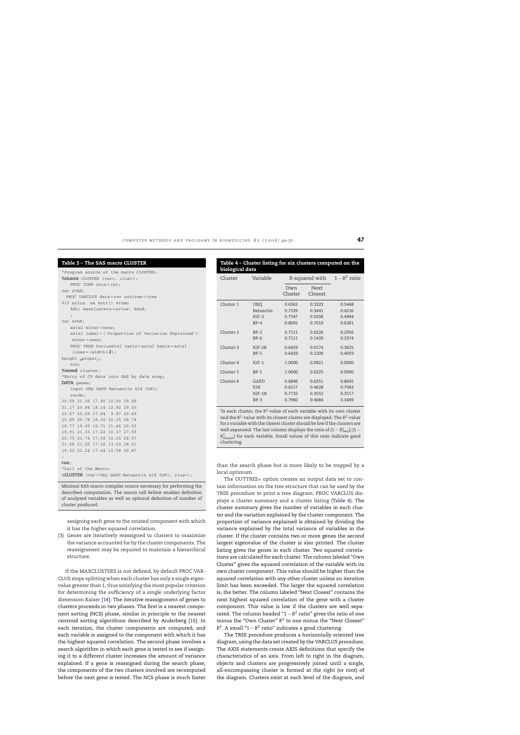**Table 3 – The SAS macro CLUSTER**

```
*Program source of the macro CLUSTER;
%macro CLUSTER (var=, clus=);
   PROC CORR outs=cor;
var &VAR;
  PROC VARCLUS data=cor outtree=tree
%if &clus. ne %str() %then
   %do; maxclusters=&clus; %end;
   ;
var &VAR;
   axis2 minor=none;
   axis1 label=('Proportion of Variation Explained')
    minor=none;
   PROC TREE horizontal vaxis=axis2 haxis=axis1
    lines=(width=2);
height _propor_;
   run;
%mend cluster;
*Entry of CP data into SAS by data step;
DATA genes;
   input UBQ GAPD Betaactin S18 IGF1;
   cards;
20.59 21.06 17.80 10.00 28.49
21.17 20.84 18.14 12.92 29.05
20.67 20.09 17.84  9.87 29.69
20.99 20.78 18.30 10.15 28.74
19.77 19.65 16.71 11.66 29.03
19.91 21.33 17.22 10.37 27.59
20.75 21.74 17.58 10.05 28.97
21.08 21.25 17.16 13.03 28.51
19.22 21.24 17.44 12.58 28.87
;
run;
*Call of the Macro;
%CLUSTER (var=UBQ GAPD Betaactin S18 IGF1, clus=);
```

Minimal SAS macro compiler source necessary for performing the described computation. The macro call bellow enables definition of analysed variables as well as optional definition of number of cluster produced.

assigning each gene to the rotated component with which it has the higher squared correlation.

(3) Genes are iteratively reassigned to clusters to maximize the variance accounted for by the cluster components. The reassignment may be required to maintain a hierarchical structure.

If the MAXCLUSTERS is not defined, by default PROC VARCLUS stops splitting when each cluster has only a single eigenvalue greater than 1, thus satisfying the most popular criterion for determining the sufficiency of a single underlying factor dimension Kaiser [14]. The iterative reassignment of genes to clusters proceeds in two phases. The first is a nearest component sorting (NCS) phase, similar in principle to the nearest centroid sorting algorithms described by Anderberg [15]. In each iteration, the cluster components are computed, and each variable is assigned to the component with which it has the highest squared correlation. The second phase involves a search algorithm in which each gene is tested to see if assigning it to a different cluster increases the amount of variance explained. If a gene is reassigned during the search phase, the components of the two clusters involved are recomputed before the next gene is tested. The NCS phase is much faster than the search phase but is more likely to be trapped by a local optimum.

**Table 4 – Cluster listing for six clusters computed on the biological data**

| Cluster | Variable | $R$-squared with | | $1-R^2$ ratio |
|---|---|---|---|---|
| | | Own Cluster | Next Closest | |
| Cluster 1 | UBQ | 0.6362 | 0.3323 | 0.5448 |
| | Betaactin | 0.7239 | 0.3441 | 0.4210 |
| | IGF-2 | 0.7547 | 0.5038 | 0.4944 |
| | BP-4 | 0.8092 | 0.7010 | 0.6381 |
| Cluster 2 | BP-2 | 0.7111 | 0.0226 | 0.2956 |
| | BP-6 | 0.7111 | 0.1439 | 0.3374 |
| Cluster 3 | IGF-2R | 0.6429 | 0.0174 | 0.3635 |
| | BP-5 | 0.6429 | 0.1200 | 0.4059 |
| Cluster 4 | IGF-1 | 1.0000 | 0.0921 | 0.0000 |
| Cluster 5 | BP-1 | 1.0000 | 0.0225 | 0.0000 |
| Cluster 6 | GAPD | 0.6846 | 0.6351 | 0.8645 |
| | S18 | 0.6217 | 0.4628 | 0.7043 |
| | IGF-1R | 0.7732 | 0.3552 | 0.3517 |
| | BP-3 | 0.7960 | 0.4084 | 0.3449 |

To each cluster, the $R^2$-value of each variable with its own cluster and the $R^2$-value with its closest cluster are displayed. The $R^2$-value for a variable with the closest cluster should be low if the clusters are well separated. The last column displays the ratio of $(1-R^2_{\text{own}})/(1-R^2_{\text{closest}})$ for each variable. Small values of this ratio indicate good clustering.

The OUTTREE= option creates an output data set to contain information on the tree structure that can be used by the TREE procedure to print a tree diagram. PROC VARCLUS displays a cluster summary and a cluster listing (Table 4). The cluster summary gives the number of variables in each cluster and the variation explained by the cluster component. The proportion of variance explained is obtained by dividing the variance explained by the total variance of variables in the cluster. If the cluster contains two or more genes the second largest eigenvalue of the cluster is also printed. The cluster listing gives the genes in each cluster. Two squared correlations are calculated for each cluster. The column labeled "Own Cluster" gives the squared correlation of the variable with its own cluster component. This value should be higher than the squared correlation with any other cluster unless an iteration limit has been exceeded. The larger the squared correlation is, the better. The column labeled "Next Closest" contains the next highest squared correlation of the gene with a cluster component. This value is low if the clusters are well separated. The column headed "$1-R^2$ ratio" gives the ratio of one minus the "Own Cluster" $R^2$ to one minus the "Next Closest" $R^2$. A small "$1-R^2$ ratio" indicates a good clustering.

The TREE procedure produces a horizontally oriented tree diagram, using the data set created by the VARCLUS procedure. The AXIS statements create AXIS definitions that specify the characteristics of an axis. From left to right in the diagram, objects and clusters are progressively joined until a single, all-encompassing cluster is formed at the right (or root) of the diagram. Clusters exist at each level of the diagram, and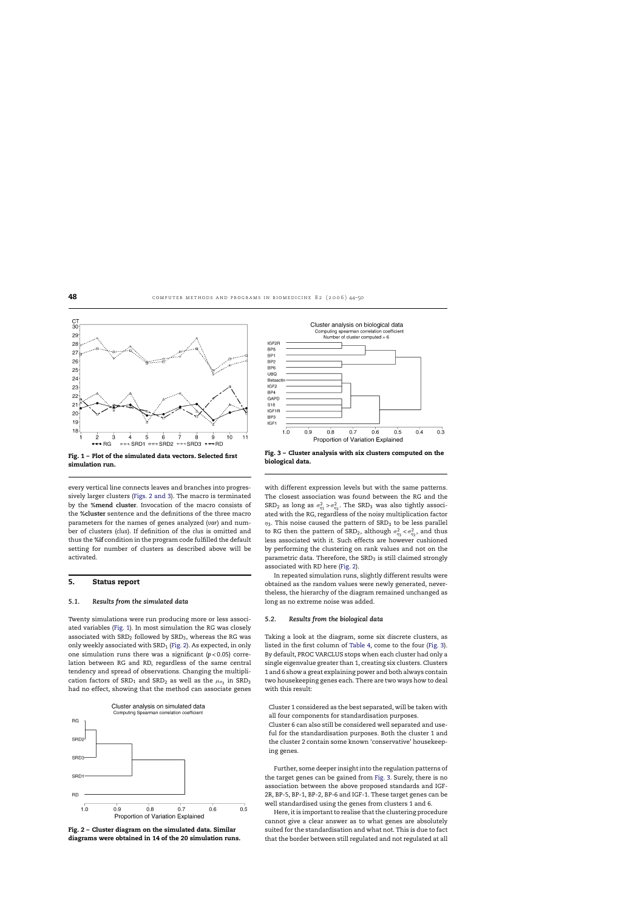Fig. 1 – Plot of the simulated data vectors. Selected first simulation run.

every vertical line connects leaves and branches into progressively larger clusters (Figs. 2 and 3). The macro is terminated by the **%mend cluster**. Invocation of the macro consists of the **%cluster** sentence and the definitions of the three macro parameters for the names of genes analyzed (*var*) and number of clusters (*clus*). If definition of the *clus* is omitted and thus the **%if** condition in the program code fulfilled the default setting for number of clusters as described above will be activated.

## 5. Status report

### 5.1. Results from the simulated data

Twenty simulations were run producing more or less associated variables (Fig. 1). In most simulation the RG was closely associated with $SRD_2$ followed by $SRD_3$, whereas the RG was only weekly associated with $SRD_1$ (Fig. 2). As expected, in only one simulation runs there was a significant ($p < 0.05$) correlation between RG and RD, regardless of the same central tendency and spread of observations. Changing the multiplication factors of $SRD_1$ and $SRD_2$ as well as the $\mu_{\eta_3}$ in $SRD_3$ had no effect, showing that the method can associate genes

Fig. 2 – Cluster diagram on the simulated data. Similar diagrams were obtained in 14 of the 20 simulation runs.

Fig. 3 – Cluster analysis with six clusters computed on the biological data.

with different expression levels but with the same patterns. The closest association was found between the RG and the $SRD_2$ as long as $\sigma^2_{\eta_1} > \sigma^2_{\eta_2}$. The $SRD_3$ was also tightly associated with the RG, regardless of the noisy multiplication factor $\eta_3$. This noise caused the pattern of $SRD_3$ to be less parallel to RG then the pattern of $SRD_2$, although $\sigma^2_{\eta_3} < \sigma^2_{\eta_2}$, and thus less associated with it. Such effects are however cushioned by performing the clustering on rank values and not on the parametric data. Therefore, the $SRD_3$ is still claimed strongly associated with RD here (Fig. 2).

In repeated simulation runs, slightly different results were obtained as the random values were newly generated, nevertheless, the hierarchy of the diagram remained unchanged as long as no extreme noise was added.

### 5.2. Results from the biological data

Taking a look at the diagram, some six discrete clusters, as listed in the first column of Table 4, come to the four (Fig. 3). By default, PROC VARCLUS stops when each cluster had only a single eigenvalue greater than 1, creating six clusters. Clusters 1 and 6 show a great explaining power and both always contain two housekeeping genes each. There are two ways how to deal with this result:

Cluster 1 considered as the best separated, will be taken with all four components for standardisation purposes.

Cluster 6 can also still be considered well separated and useful for the standardisation purposes. Both the cluster 1 and the cluster 2 contain some known 'conservative' housekeeping genes.

Further, some deeper insight into the regulation patterns of the target genes can be gained from Fig. 3. Surely, there is no association between the above proposed standards and IGF-2R, BP-5, BP-1, BP-2, BP-6 and IGF-1. These target genes can be well standardised using the genes from clusters 1 and 6.

Here, it is important to realise that the clustering procedure cannot give a clear answer as to what genes are absolutely suited for the standardisation and what not. This is due to fact that the border between still regulated and not regulated at all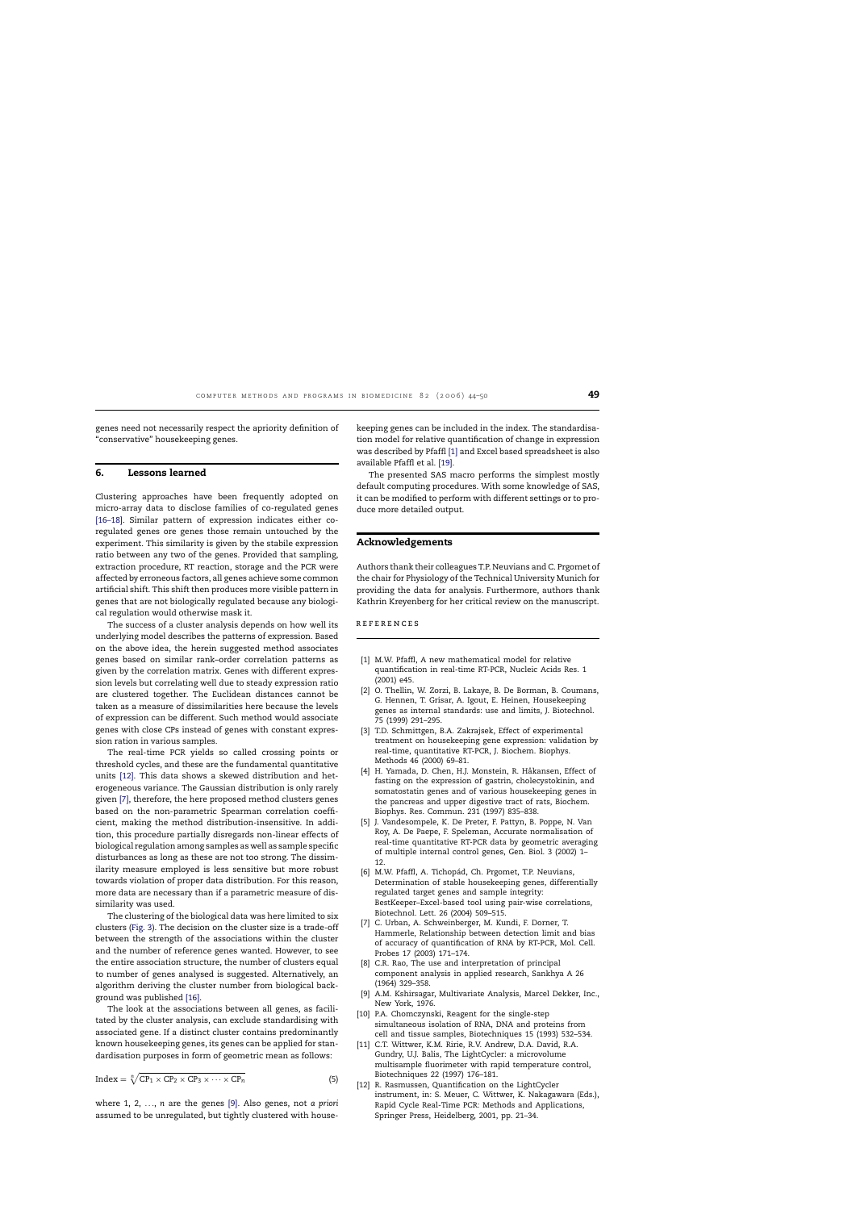genes need not necessarily respect the apriority definition of "conservative" housekeeping genes.

## 6. Lessons learned

Clustering approaches have been frequently adopted on micro-array data to disclose families of co-regulated genes [16–18]. Similar pattern of expression indicates either co-regulated genes ore genes those remain untouched by the experiment. This similarity is given by the stabile expression ratio between any two of the genes. Provided that sampling, extraction procedure, RT reaction, storage and the PCR were affected by erroneous factors, all genes achieve some common artificial shift. This shift then produces more visible pattern in genes that are not biologically regulated because any biological regulation would otherwise mask it.

The success of a cluster analysis depends on how well its underlying model describes the patterns of expression. Based on the above idea, the herein suggested method associates genes based on similar rank–order correlation patterns as given by the correlation matrix. Genes with different expression levels but correlating well due to steady expression ratio are clustered together. The Euclidean distances cannot be taken as a measure of dissimilarities here because the levels of expression can be different. Such method would associate genes with close CPs instead of genes with constant expression ration in various samples.

The real-time PCR yields so called crossing points or threshold cycles, and these are the fundamental quantitative units [12]. This data shows a skewed distribution and heterogeneous variance. The Gaussian distribution is only rarely given [7], therefore, the here proposed method clusters genes based on the non-parametric Spearman correlation coefficient, making the method distribution-insensitive. In addition, this procedure partially disregards non-linear effects of biological regulation among samples as well as sample specific disturbances as long as these are not too strong. The dissimilarity measure employed is less sensitive but more robust towards violation of proper data distribution. For this reason, more data are necessary than if a parametric measure of dissimilarity was used.

The clustering of the biological data was here limited to six clusters (Fig. 3). The decision on the cluster size is a trade-off between the strength of the associations within the cluster and the number of reference genes wanted. However, to see the entire association structure, the number of clusters equal to number of genes analysed is suggested. Alternatively, an algorithm deriving the cluster number from biological background was published [16].

The look at the associations between all genes, as facilitated by the cluster analysis, can exclude standardising with associated gene. If a distinct cluster contains predominantly known housekeeping genes, its genes can be applied for standardisation purposes in form of geometric mean as follows:

$$\text{Index} = \sqrt[n]{\text{CP}_1 \times \text{CP}_2 \times \text{CP}_3 \times \cdots \times \text{CP}_n} \tag{5}$$

where 1, 2, ..., $n$ are the genes [9]. Also genes, not *a priori* assumed to be unregulated, but tightly clustered with housekeeping genes can be included in the index. The standardisation model for relative quantification of change in expression was described by Pfaffl [1] and Excel based spreadsheet is also available Pfaffl et al. [19].

The presented SAS macro performs the simplest mostly default computing procedures. With some knowledge of SAS, it can be modified to perform with different settings or to produce more detailed output.

## Acknowledgements

Authors thank their colleagues T.P. Neuvians and C. Prgomet of the chair for Physiology of the Technical University Munich for providing the data for analysis. Furthermore, authors thank Kathrin Kreyenberg for her critical review on the manuscript.

## References

[1] M.W. Pfaffl, A new mathematical model for relative quantification in real-time RT-PCR, Nucleic Acids Res. 1 (2001) e45.

[2] O. Thellin, W. Zorzi, B. Lakaye, B. De Borman, B. Coumans, G. Hennen, T. Grisar, A. Igout, E. Heinen, Housekeeping genes as internal standards: use and limits, J. Biotechnol. 75 (1999) 291–295.

[3] T.D. Schmittgen, B.A. Zakrajsek, Effect of experimental treatment on housekeeping gene expression: validation by real-time, quantitative RT-PCR, J. Biochem. Biophys. Methods 46 (2000) 69–81.

[4] H. Yamada, D. Chen, H.J. Monstein, R. Håkansen, Effect of fasting on the expression of gastrin, cholecystokinin, and somatostatin genes and of various housekeeping genes in the pancreas and upper digestive tract of rats, Biochem. Biophys. Res. Commun. 231 (1997) 835–838.

[5] J. Vandesompele, K. De Preter, F. Pattyn, B. Poppe, N. Van Roy, A. De Paepe, F. Speleman, Accurate normalisation of real-time quantitative RT-PCR data by geometric averaging of multiple internal control genes, Gen. Biol. 3 (2002) 1–12.

[6] M.W. Pfaffl, A. Tichopád, Ch. Prgomet, T.P. Neuvians, Determination of stable housekeeping genes, differentially regulated target genes and sample integrity: BestKeeper–Excel-based tool using pair-wise correlations, Biotechnol. Lett. 26 (2004) 509–515.

[7] C. Urban, A. Schweinberger, M. Kundi, F. Dorner, T. Hammerle, Relationship between detection limit and bias of accuracy of quantification of RNA by RT-PCR, Mol. Cell. Probes 17 (2003) 171–174.

[8] C.R. Rao, The use and interpretation of principal component analysis in applied research, Sankhya A 26 (1964) 329–358.

[9] A.M. Kshirsagar, Multivariate Analysis, Marcel Dekker, Inc., New York, 1976.

[10] P.A. Chomczynski, Reagent for the single-step simultaneous isolation of RNA, DNA and proteins from cell and tissue samples, Biotechniques 15 (1993) 532–534.

[11] C.T. Wittwer, K.M. Ririe, R.V. Andrew, D.A. David, R.A. Gundry, U.J. Balis, The LightCycler: a microvolume multisample fluorimeter with rapid temperature control, Biotechniques 22 (1997) 176–181.

[12] R. Rasmussen, Quantification on the LightCycler instrument, in: S. Meuer, C. Wittwer, K. Nakagawara (Eds.), Rapid Cycle Real-Time PCR: Methods and Applications, Springer Press, Heidelberg, 2001, pp. 21–34.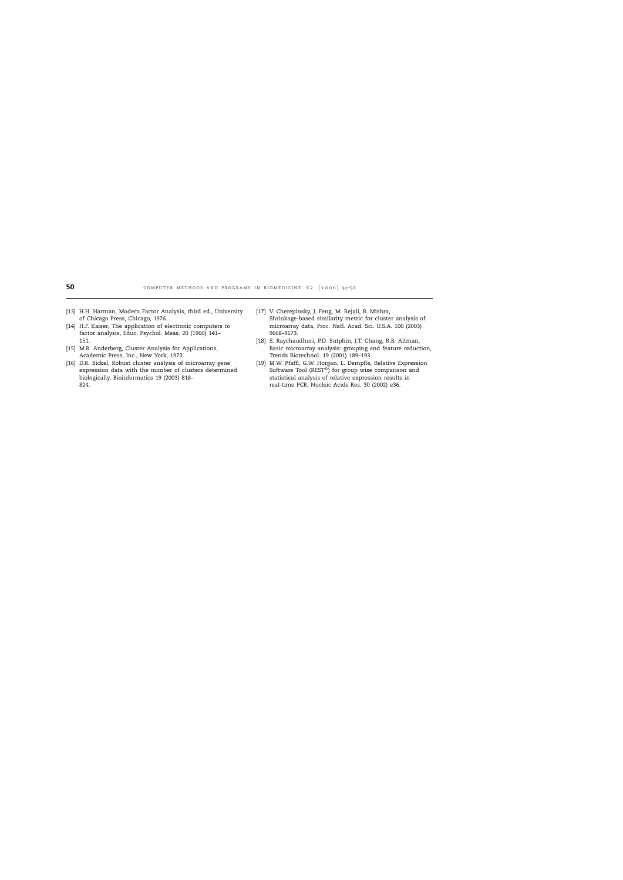[13] H.H. Harman, Modern Factor Analysis, third ed., University of Chicago Press, Chicago, 1976.

[14] H.F. Kaiser, The application of electronic computers to factor analysis, Educ. Psychol. Meas. 20 (1960) 141–151.

[15] M.R. Anderberg, Cluster Analysis for Applications, Academic Press, Inc., New York, 1973.

[16] D.R. Bickel, Robust cluster analysis of microarray gene expression data with the number of clusters determined biologically, Bioinformatics 19 (2003) 818–824.

[17] V. Cherepinsky, J. Feng, M. Rejali, B. Mishra, Shrinkage-based similarity metric for cluster analysis of microarray data, Proc. Natl. Acad. Sci. U.S.A. 100 (2003) 9668–9673.

[18] S. Raychaudhuri, P.D. Sutphin, J.T. Chang, R.B. Altman, Basic microarray analysis: grouping and feature reduction, Trends Biotechnol. 19 (2001) 189–193.

[19] M.W. Pfaffl, G.W. Horgan, L. Dempfle, Relative Expression Software Tool (REST©) for group wise comparison and statistical analysis of relative expression results in real-time PCR, Nucleic Acids Res. 30 (2002) e36.